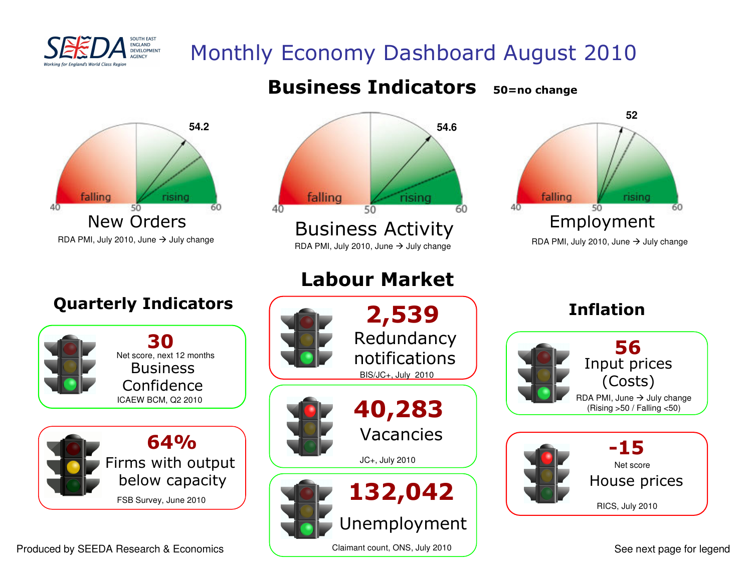SEEDA SOUTH EAST ENGLAND DEVELOPMENT AGENCY
Working for England's World Class Region

# Monthly Economy Dashboard August 2010

## Business Indicators

50=no change

### New Orders

54.2

falling | rising
40 | 50 | 60

RDA PMI, July 2010, June → July change

### Business Activity

54.6

falling | rising
40 | 50 | 60

RDA PMI, July 2010, June → July change

### Employment

52

falling | rising
40 | 50 | 60

RDA PMI, July 2010, June → July change

## Quarterly Indicators

**30**
Net score, next 12 months
Business Confidence
ICAEW BCM, Q2 2010

**64%**
Firms with output below capacity
FSB Survey, June 2010

## Labour Market

**2,539**
Redundancy notifications
BIS/JC+, July 2010

**40,283**
Vacancies
JC+, July 2010

**132,042**
Unemployment
Claimant count, ONS, July 2010

## Inflation

**56**
Input prices (Costs)
RDA PMI, June → July change
(Rising >50 / Falling <50)

**-15**
Net score
House prices
RICS, July 2010

Produced by SEEDA Research & Economics

See next page for legend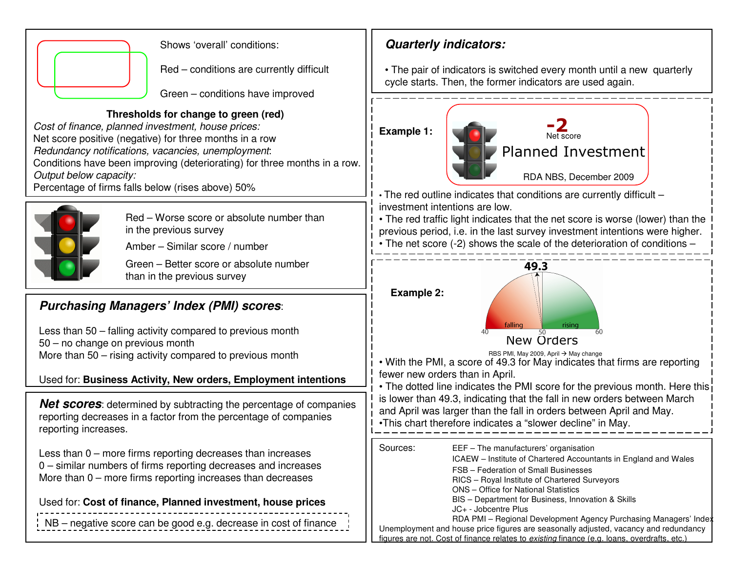Shows 'overall' conditions:

Red – conditions are currently difficult

Green – conditions have improved

**Thresholds for change to green (red)**

*Cost of finance, planned investment, house prices:*
Net score positive (negative) for three months in a row

*Redundancy notifications, vacancies, unemployment*:
Conditions have been improving (deteriorating) for three months in a row.

*Output below capacity:*
Percentage of firms falls below (rises above) 50%

Red – Worse score or absolute number than in the previous survey

Amber – Similar score / number

Green – Better score or absolute number than in the previous survey

## *Purchasing Managers' Index (PMI) scores*:

Less than 50 – falling activity compared to previous month
50 – no change on previous month
More than 50 – rising activity compared to previous month

Used for: **Business Activity, New orders, Employment intentions**

***Net scores***: determined by subtracting the percentage of companies reporting decreases in a factor from the percentage of companies reporting increases.

Less than 0 – more firms reporting decreases than increases
0 – similar numbers of firms reporting decreases and increases
More than 0 – more firms reporting increases than decreases

Used for: **Cost of finance, Planned investment, house prices**

NB – negative score can be good e.g. decrease in cost of finance

## *Quarterly indicators:*

- The pair of indicators is switched every month until a new quarterly cycle starts. Then, the former indicators are used again.

**Example 1:**

-2
Net score
Planned Investment
RDA NBS, December 2009

- The red outline indicates that conditions are currently difficult – investment intentions are low.
- The red traffic light indicates that the net score is worse (lower) than the previous period, i.e. in the last survey investment intentions were higher.
- The net score (-2) shows the scale of the deterioration of conditions –

**Example 2:**

49.3
falling
rising
40
50
60
New Orders
RBS PMI, May 2009, April → May change

- With the PMI, a score of 49.3 for May indicates that firms are reporting fewer new orders than in April.
- The dotted line indicates the PMI score for the previous month. Here this is lower than 49.3, indicating that the fall in new orders between March and April was larger than the fall in orders between April and May.
- This chart therefore indicates a "slower decline" in May.

Sources:

EEF – The manufacturers' organisation
ICAEW – Institute of Chartered Accountants in England and Wales
FSB – Federation of Small Businesses
RICS – Royal Institute of Chartered Surveyors
ONS – Office for National Statistics
BIS – Department for Business, Innovation & Skills
JC+ - Jobcentre Plus
RDA PMI – Regional Development Agency Purchasing Managers' Index

Unemployment and house price figures are seasonally adjusted, vacancy and redundancy figures are not. Cost of finance relates to *existing* finance (e.g. loans, overdrafts, etc.)